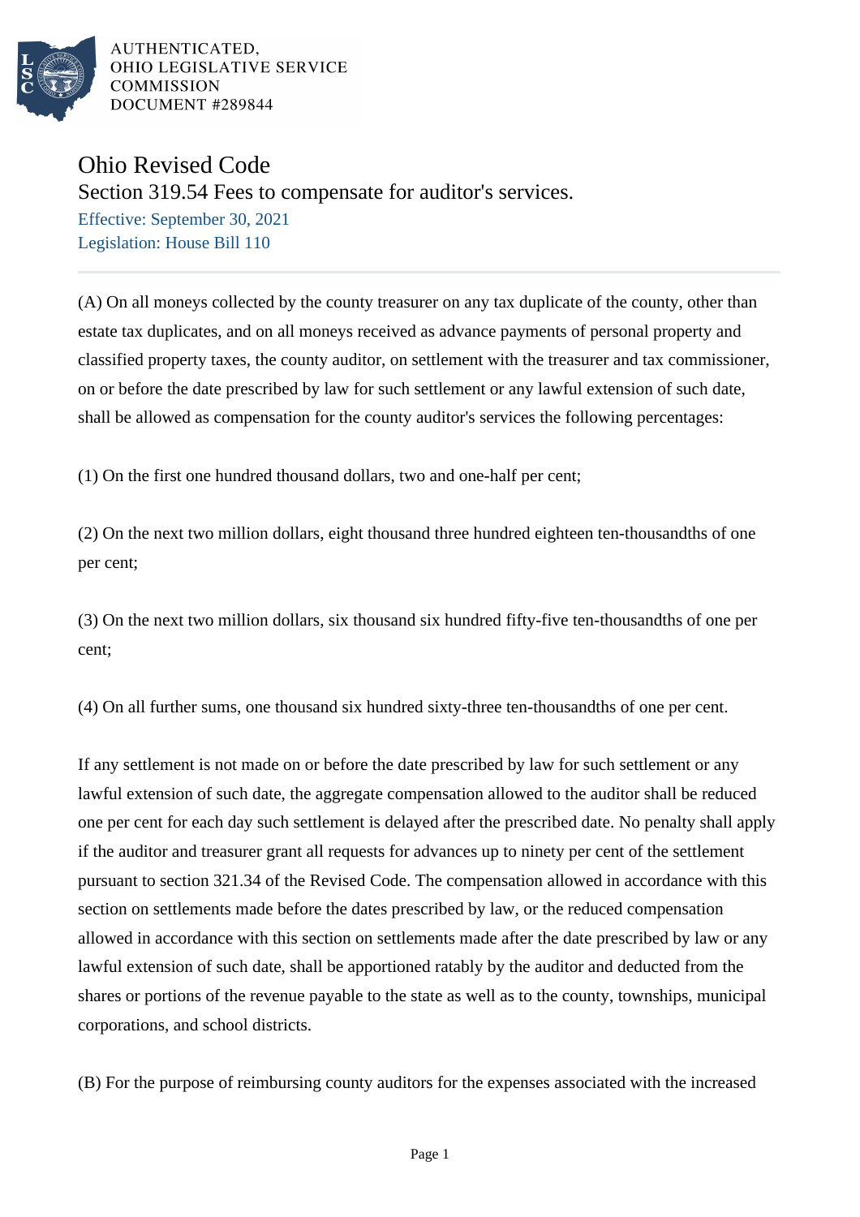AUTHENTICATED,
OHIO LEGISLATIVE SERVICE
COMMISSION
DOCUMENT #289844

# Ohio Revised Code

## Section 319.54 Fees to compensate for auditor's services.

Effective: September 30, 2021

Legislation: House Bill 110

(A) On all moneys collected by the county treasurer on any tax duplicate of the county, other than estate tax duplicates, and on all moneys received as advance payments of personal property and classified property taxes, the county auditor, on settlement with the treasurer and tax commissioner, on or before the date prescribed by law for such settlement or any lawful extension of such date, shall be allowed as compensation for the county auditor's services the following percentages:

(1) On the first one hundred thousand dollars, two and one-half per cent;

(2) On the next two million dollars, eight thousand three hundred eighteen ten-thousandths of one per cent;

(3) On the next two million dollars, six thousand six hundred fifty-five ten-thousandths of one per cent;

(4) On all further sums, one thousand six hundred sixty-three ten-thousandths of one per cent.

If any settlement is not made on or before the date prescribed by law for such settlement or any lawful extension of such date, the aggregate compensation allowed to the auditor shall be reduced one per cent for each day such settlement is delayed after the prescribed date. No penalty shall apply if the auditor and treasurer grant all requests for advances up to ninety per cent of the settlement pursuant to section 321.34 of the Revised Code. The compensation allowed in accordance with this section on settlements made before the dates prescribed by law, or the reduced compensation allowed in accordance with this section on settlements made after the date prescribed by law or any lawful extension of such date, shall be apportioned ratably by the auditor and deducted from the shares or portions of the revenue payable to the state as well as to the county, townships, municipal corporations, and school districts.

(B) For the purpose of reimbursing county auditors for the expenses associated with the increased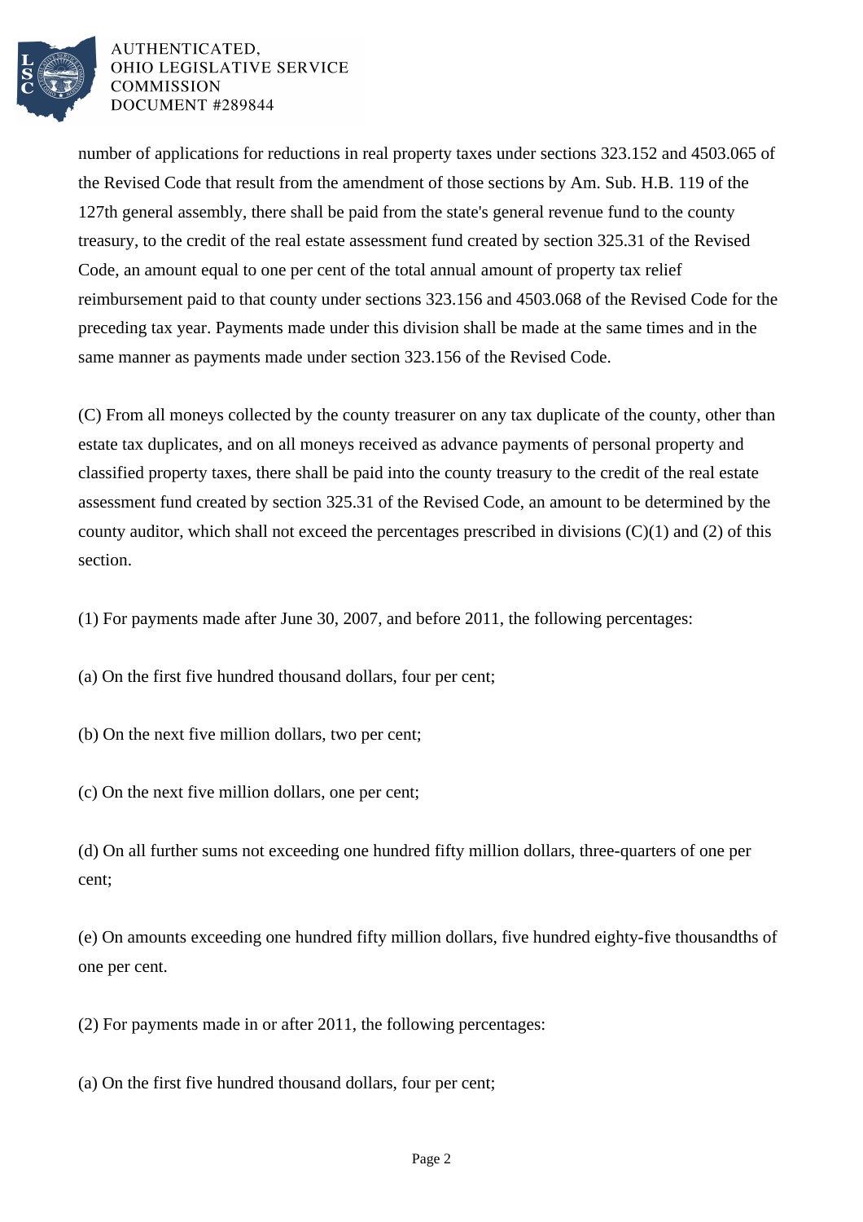number of applications for reductions in real property taxes under sections 323.152 and 4503.065 of the Revised Code that result from the amendment of those sections by Am. Sub. H.B. 119 of the 127th general assembly, there shall be paid from the state's general revenue fund to the county treasury, to the credit of the real estate assessment fund created by section 325.31 of the Revised Code, an amount equal to one per cent of the total annual amount of property tax relief reimbursement paid to that county under sections 323.156 and 4503.068 of the Revised Code for the preceding tax year. Payments made under this division shall be made at the same times and in the same manner as payments made under section 323.156 of the Revised Code.

(C) From all moneys collected by the county treasurer on any tax duplicate of the county, other than estate tax duplicates, and on all moneys received as advance payments of personal property and classified property taxes, there shall be paid into the county treasury to the credit of the real estate assessment fund created by section 325.31 of the Revised Code, an amount to be determined by the county auditor, which shall not exceed the percentages prescribed in divisions (C)(1) and (2) of this section.

(1) For payments made after June 30, 2007, and before 2011, the following percentages:

(a) On the first five hundred thousand dollars, four per cent;

(b) On the next five million dollars, two per cent;

(c) On the next five million dollars, one per cent;

(d) On all further sums not exceeding one hundred fifty million dollars, three-quarters of one per cent;

(e) On amounts exceeding one hundred fifty million dollars, five hundred eighty-five thousandths of one per cent.

(2) For payments made in or after 2011, the following percentages:

(a) On the first five hundred thousand dollars, four per cent;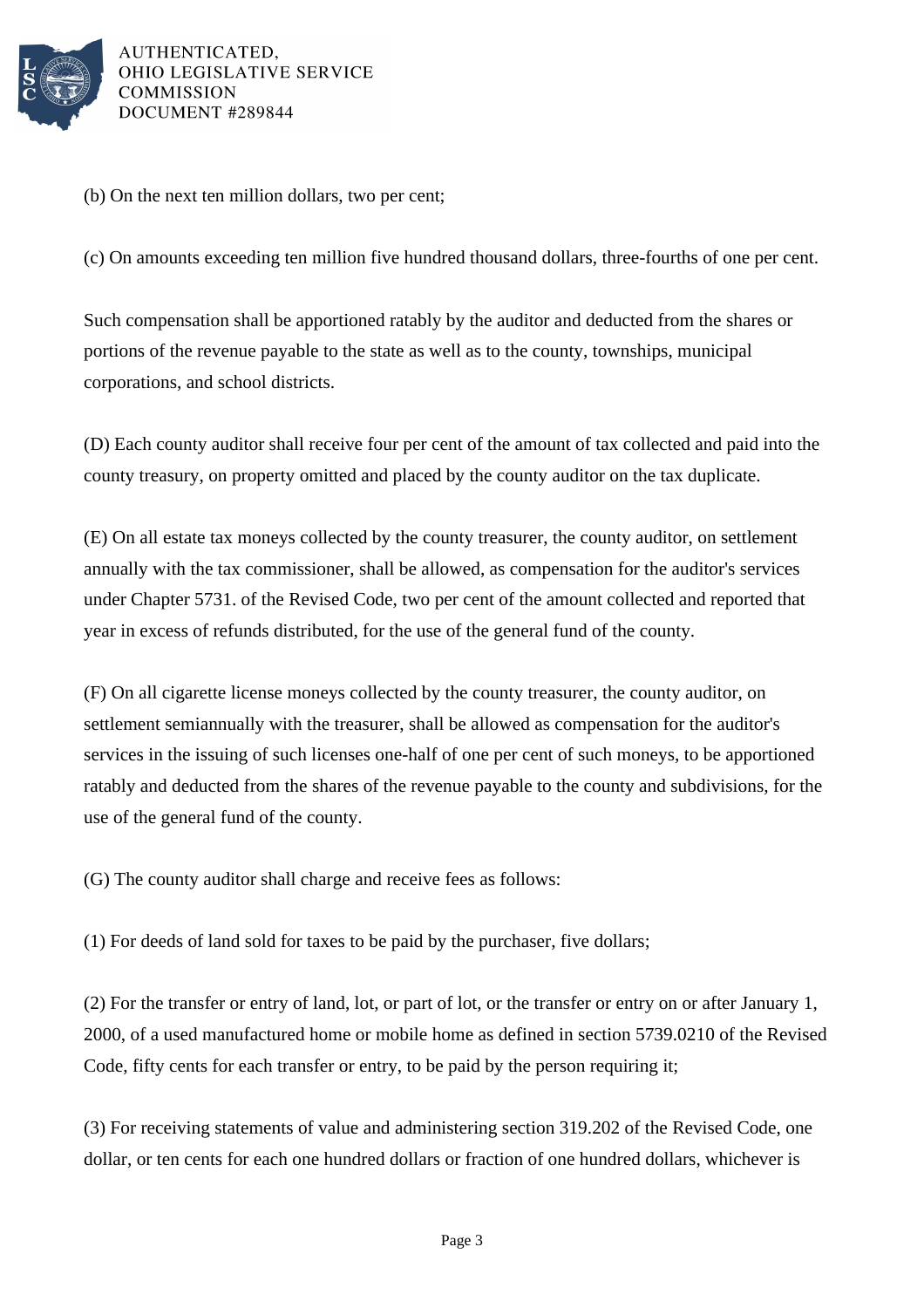(b) On the next ten million dollars, two per cent;

(c) On amounts exceeding ten million five hundred thousand dollars, three-fourths of one per cent.

Such compensation shall be apportioned ratably by the auditor and deducted from the shares or portions of the revenue payable to the state as well as to the county, townships, municipal corporations, and school districts.

(D) Each county auditor shall receive four per cent of the amount of tax collected and paid into the county treasury, on property omitted and placed by the county auditor on the tax duplicate.

(E) On all estate tax moneys collected by the county treasurer, the county auditor, on settlement annually with the tax commissioner, shall be allowed, as compensation for the auditor's services under Chapter 5731. of the Revised Code, two per cent of the amount collected and reported that year in excess of refunds distributed, for the use of the general fund of the county.

(F) On all cigarette license moneys collected by the county treasurer, the county auditor, on settlement semiannually with the treasurer, shall be allowed as compensation for the auditor's services in the issuing of such licenses one-half of one per cent of such moneys, to be apportioned ratably and deducted from the shares of the revenue payable to the county and subdivisions, for the use of the general fund of the county.

(G) The county auditor shall charge and receive fees as follows:

(1) For deeds of land sold for taxes to be paid by the purchaser, five dollars;

(2) For the transfer or entry of land, lot, or part of lot, or the transfer or entry on or after January 1, 2000, of a used manufactured home or mobile home as defined in section 5739.0210 of the Revised Code, fifty cents for each transfer or entry, to be paid by the person requiring it;

(3) For receiving statements of value and administering section 319.202 of the Revised Code, one dollar, or ten cents for each one hundred dollars or fraction of one hundred dollars, whichever is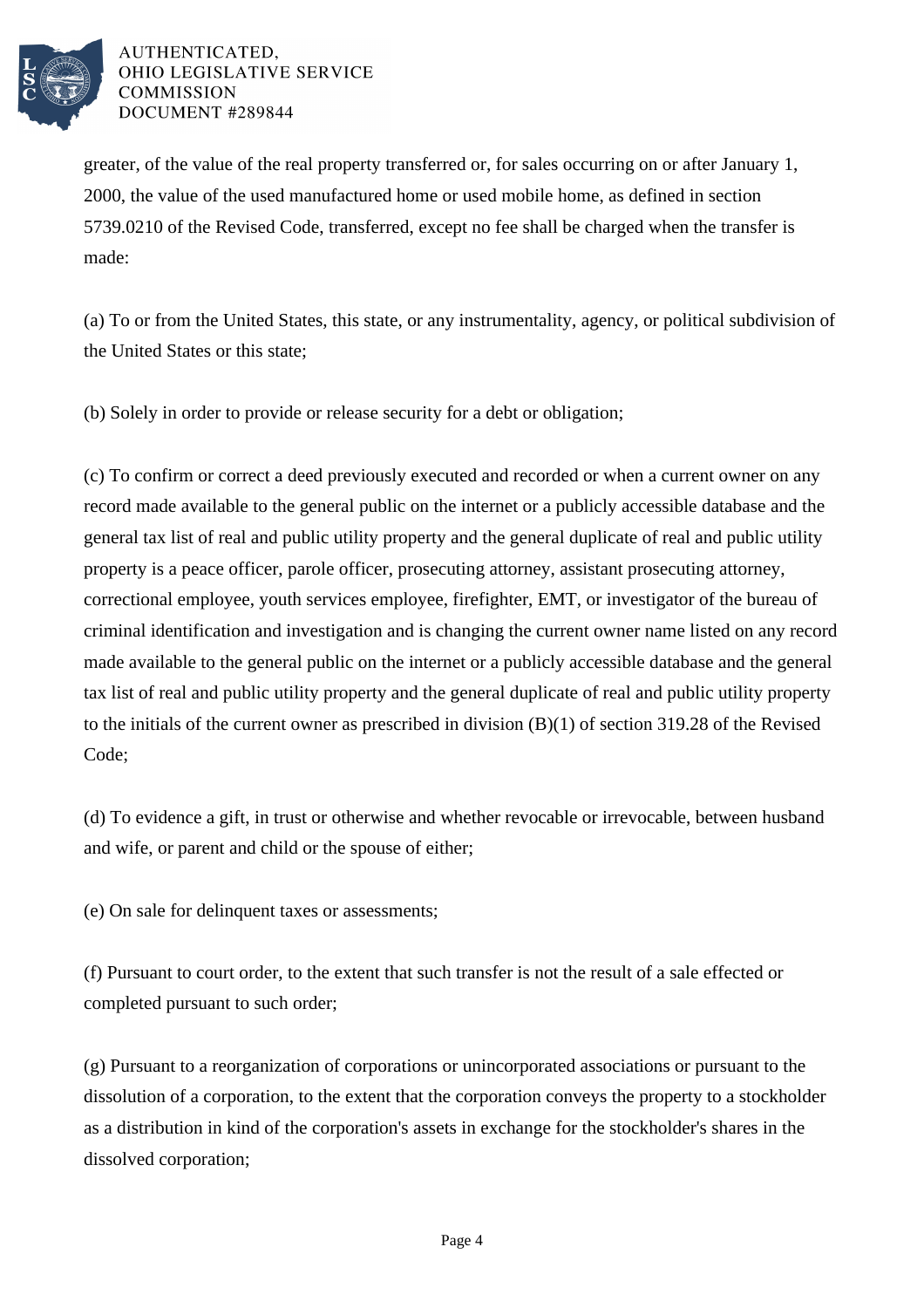greater, of the value of the real property transferred or, for sales occurring on or after January 1, 2000, the value of the used manufactured home or used mobile home, as defined in section 5739.0210 of the Revised Code, transferred, except no fee shall be charged when the transfer is made:

(a) To or from the United States, this state, or any instrumentality, agency, or political subdivision of the United States or this state;

(b) Solely in order to provide or release security for a debt or obligation;

(c) To confirm or correct a deed previously executed and recorded or when a current owner on any record made available to the general public on the internet or a publicly accessible database and the general tax list of real and public utility property and the general duplicate of real and public utility property is a peace officer, parole officer, prosecuting attorney, assistant prosecuting attorney, correctional employee, youth services employee, firefighter, EMT, or investigator of the bureau of criminal identification and investigation and is changing the current owner name listed on any record made available to the general public on the internet or a publicly accessible database and the general tax list of real and public utility property and the general duplicate of real and public utility property to the initials of the current owner as prescribed in division (B)(1) of section 319.28 of the Revised Code;

(d) To evidence a gift, in trust or otherwise and whether revocable or irrevocable, between husband and wife, or parent and child or the spouse of either;

(e) On sale for delinquent taxes or assessments;

(f) Pursuant to court order, to the extent that such transfer is not the result of a sale effected or completed pursuant to such order;

(g) Pursuant to a reorganization of corporations or unincorporated associations or pursuant to the dissolution of a corporation, to the extent that the corporation conveys the property to a stockholder as a distribution in kind of the corporation's assets in exchange for the stockholder's shares in the dissolved corporation;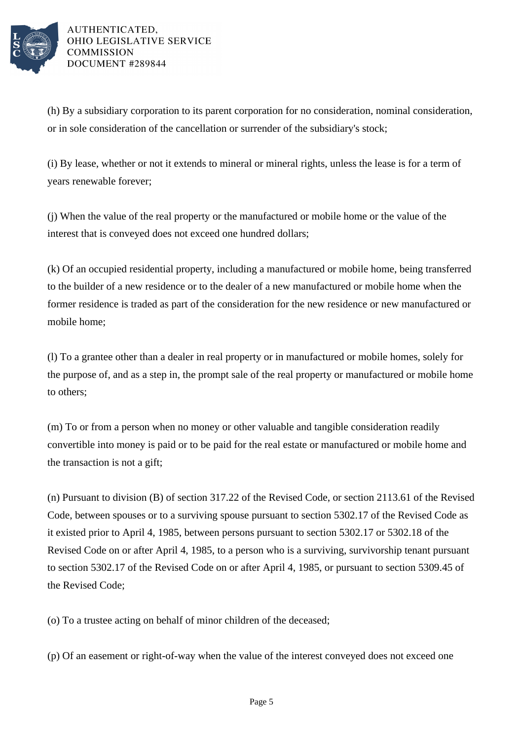(h) By a subsidiary corporation to its parent corporation for no consideration, nominal consideration, or in sole consideration of the cancellation or surrender of the subsidiary's stock;

(i) By lease, whether or not it extends to mineral or mineral rights, unless the lease is for a term of years renewable forever;

(j) When the value of the real property or the manufactured or mobile home or the value of the interest that is conveyed does not exceed one hundred dollars;

(k) Of an occupied residential property, including a manufactured or mobile home, being transferred to the builder of a new residence or to the dealer of a new manufactured or mobile home when the former residence is traded as part of the consideration for the new residence or new manufactured or mobile home;

(l) To a grantee other than a dealer in real property or in manufactured or mobile homes, solely for the purpose of, and as a step in, the prompt sale of the real property or manufactured or mobile home to others;

(m) To or from a person when no money or other valuable and tangible consideration readily convertible into money is paid or to be paid for the real estate or manufactured or mobile home and the transaction is not a gift;

(n) Pursuant to division (B) of section 317.22 of the Revised Code, or section 2113.61 of the Revised Code, between spouses or to a surviving spouse pursuant to section 5302.17 of the Revised Code as it existed prior to April 4, 1985, between persons pursuant to section 5302.17 or 5302.18 of the Revised Code on or after April 4, 1985, to a person who is a surviving, survivorship tenant pursuant to section 5302.17 of the Revised Code on or after April 4, 1985, or pursuant to section 5309.45 of the Revised Code;

(o) To a trustee acting on behalf of minor children of the deceased;

(p) Of an easement or right-of-way when the value of the interest conveyed does not exceed one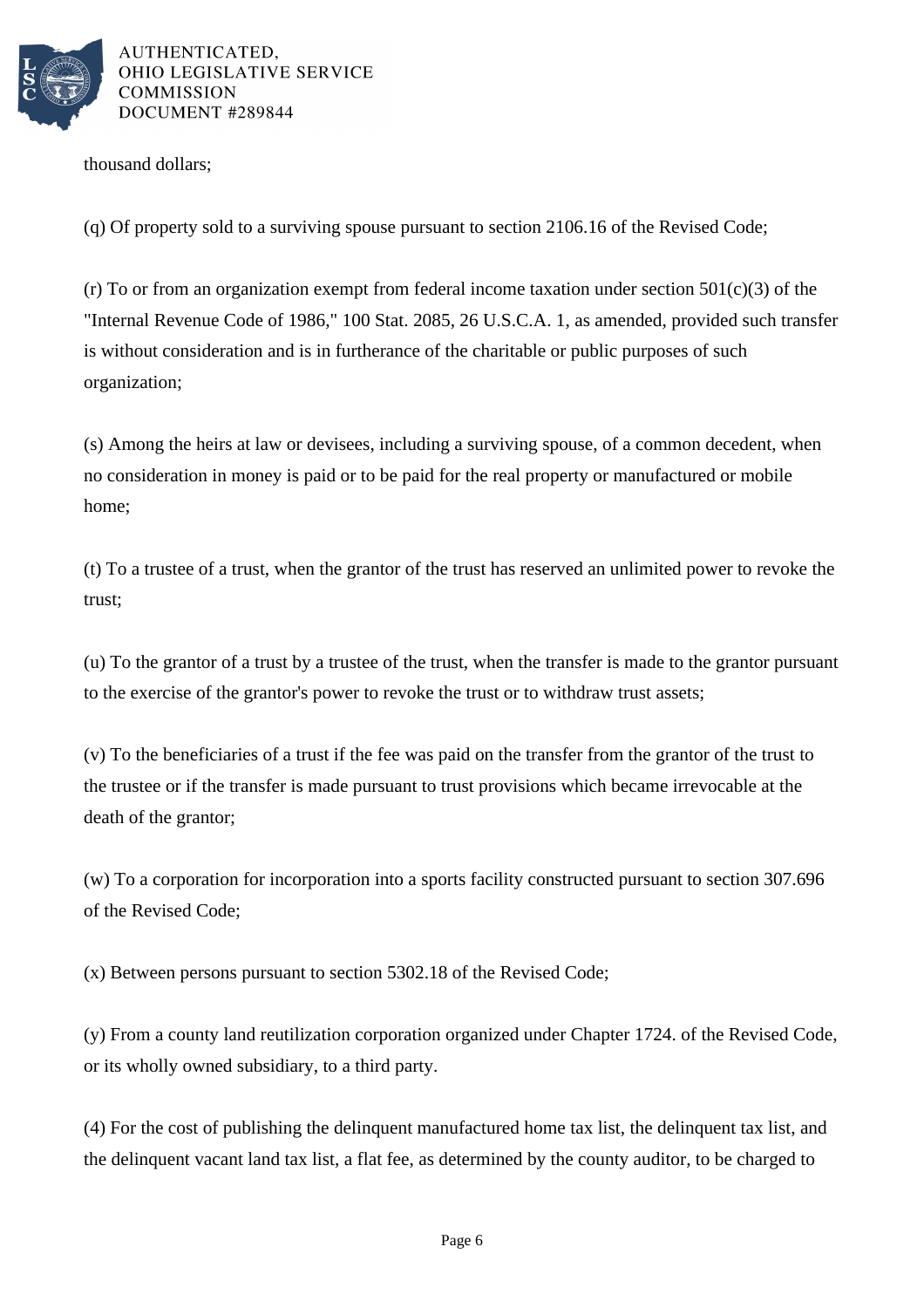thousand dollars;

(q) Of property sold to a surviving spouse pursuant to section 2106.16 of the Revised Code;

(r) To or from an organization exempt from federal income taxation under section 501(c)(3) of the "Internal Revenue Code of 1986," 100 Stat. 2085, 26 U.S.C.A. 1, as amended, provided such transfer is without consideration and is in furtherance of the charitable or public purposes of such organization;

(s) Among the heirs at law or devisees, including a surviving spouse, of a common decedent, when no consideration in money is paid or to be paid for the real property or manufactured or mobile home;

(t) To a trustee of a trust, when the grantor of the trust has reserved an unlimited power to revoke the trust;

(u) To the grantor of a trust by a trustee of the trust, when the transfer is made to the grantor pursuant to the exercise of the grantor's power to revoke the trust or to withdraw trust assets;

(v) To the beneficiaries of a trust if the fee was paid on the transfer from the grantor of the trust to the trustee or if the transfer is made pursuant to trust provisions which became irrevocable at the death of the grantor;

(w) To a corporation for incorporation into a sports facility constructed pursuant to section 307.696 of the Revised Code;

(x) Between persons pursuant to section 5302.18 of the Revised Code;

(y) From a county land reutilization corporation organized under Chapter 1724. of the Revised Code, or its wholly owned subsidiary, to a third party.

(4) For the cost of publishing the delinquent manufactured home tax list, the delinquent tax list, and the delinquent vacant land tax list, a flat fee, as determined by the county auditor, to be charged to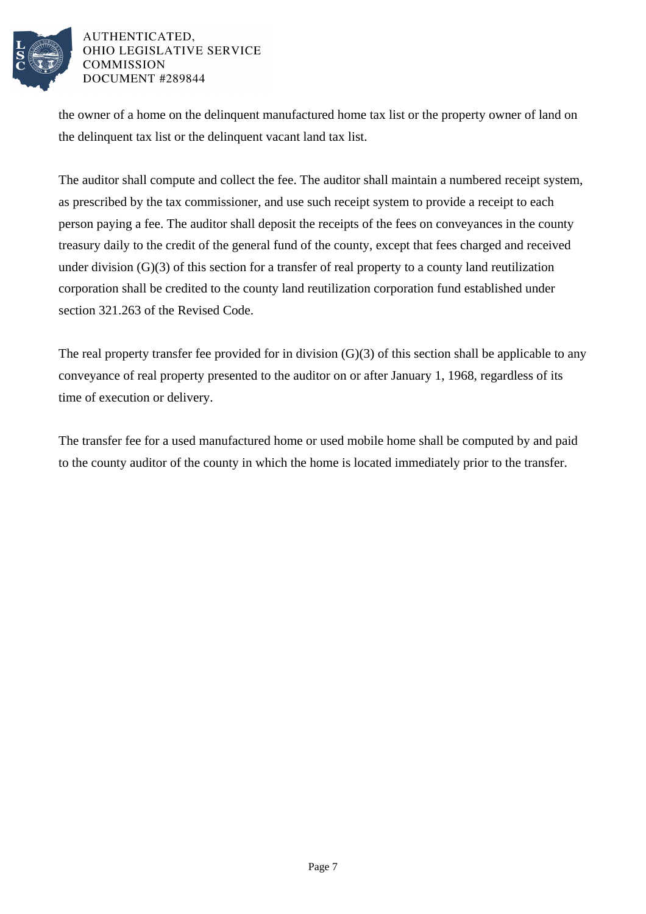the owner of a home on the delinquent manufactured home tax list or the property owner of land on the delinquent tax list or the delinquent vacant land tax list.

The auditor shall compute and collect the fee. The auditor shall maintain a numbered receipt system, as prescribed by the tax commissioner, and use such receipt system to provide a receipt to each person paying a fee. The auditor shall deposit the receipts of the fees on conveyances in the county treasury daily to the credit of the general fund of the county, except that fees charged and received under division (G)(3) of this section for a transfer of real property to a county land reutilization corporation shall be credited to the county land reutilization corporation fund established under section 321.263 of the Revised Code.

The real property transfer fee provided for in division (G)(3) of this section shall be applicable to any conveyance of real property presented to the auditor on or after January 1, 1968, regardless of its time of execution or delivery.

The transfer fee for a used manufactured home or used mobile home shall be computed by and paid to the county auditor of the county in which the home is located immediately prior to the transfer.